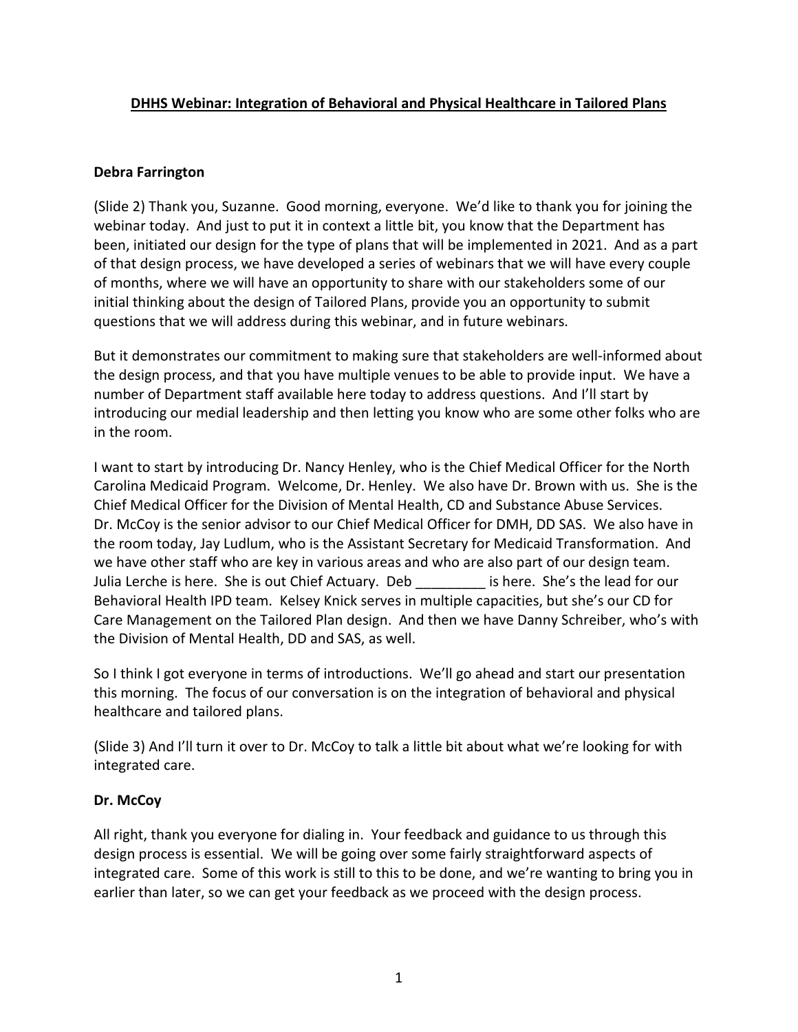**DHHS Webinar: Integration of Behavioral and Physical Healthcare in Tailored Plans**

**Debra Farrington**

(Slide 2) Thank you, Suzanne. Good morning, everyone. We'd like to thank you for joining the webinar today. And just to put it in context a little bit, you know that the Department has been, initiated our design for the type of plans that will be implemented in 2021. And as a part of that design process, we have developed a series of webinars that we will have every couple of months, where we will have an opportunity to share with our stakeholders some of our initial thinking about the design of Tailored Plans, provide you an opportunity to submit questions that we will address during this webinar, and in future webinars.

But it demonstrates our commitment to making sure that stakeholders are well-informed about the design process, and that you have multiple venues to be able to provide input. We have a number of Department staff available here today to address questions. And I'll start by introducing our medial leadership and then letting you know who are some other folks who are in the room.

I want to start by introducing Dr. Nancy Henley, who is the Chief Medical Officer for the North Carolina Medicaid Program. Welcome, Dr. Henley. We also have Dr. Brown with us. She is the Chief Medical Officer for the Division of Mental Health, CD and Substance Abuse Services. Dr. McCoy is the senior advisor to our Chief Medical Officer for DMH, DD SAS. We also have in the room today, Jay Ludlum, who is the Assistant Secretary for Medicaid Transformation. And we have other staff who are key in various areas and who are also part of our design team. Julia Lerche is here. She is out Chief Actuary. Deb _________ is here. She's the lead for our Behavioral Health IPD team. Kelsey Knick serves in multiple capacities, but she's our CD for Care Management on the Tailored Plan design. And then we have Danny Schreiber, who's with the Division of Mental Health, DD and SAS, as well.

So I think I got everyone in terms of introductions. We'll go ahead and start our presentation this morning. The focus of our conversation is on the integration of behavioral and physical healthcare and tailored plans.

(Slide 3) And I'll turn it over to Dr. McCoy to talk a little bit about what we're looking for with integrated care.

**Dr. McCoy**

All right, thank you everyone for dialing in. Your feedback and guidance to us through this design process is essential. We will be going over some fairly straightforward aspects of integrated care. Some of this work is still to this to be done, and we're wanting to bring you in earlier than later, so we can get your feedback as we proceed with the design process.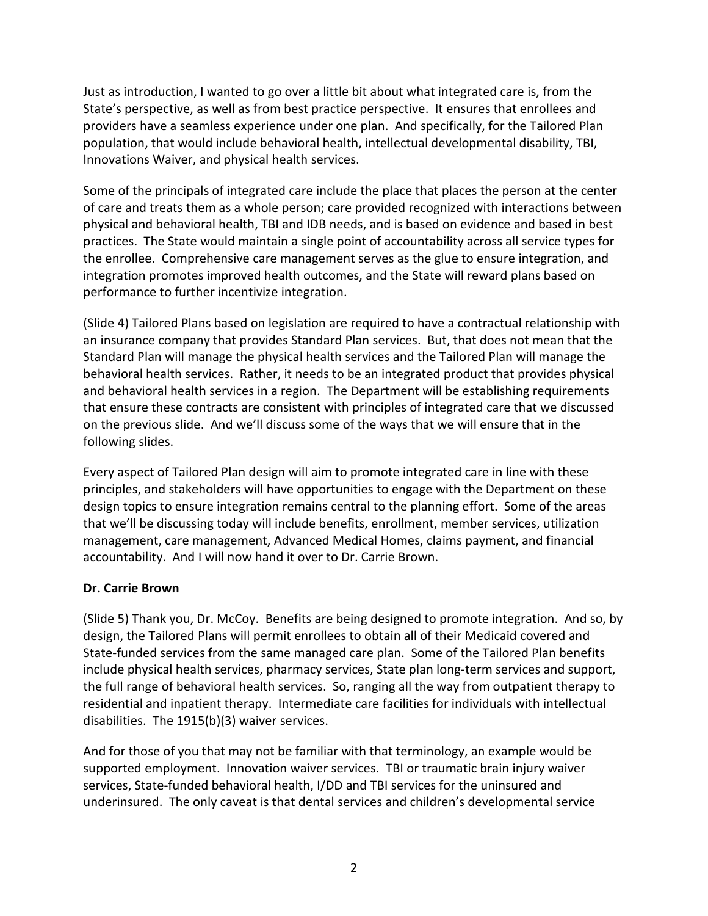Just as introduction, I wanted to go over a little bit about what integrated care is, from the State's perspective, as well as from best practice perspective. It ensures that enrollees and providers have a seamless experience under one plan. And specifically, for the Tailored Plan population, that would include behavioral health, intellectual developmental disability, TBI, Innovations Waiver, and physical health services.

Some of the principals of integrated care include the place that places the person at the center of care and treats them as a whole person; care provided recognized with interactions between physical and behavioral health, TBI and IDB needs, and is based on evidence and based in best practices. The State would maintain a single point of accountability across all service types for the enrollee. Comprehensive care management serves as the glue to ensure integration, and integration promotes improved health outcomes, and the State will reward plans based on performance to further incentivize integration.

(Slide 4) Tailored Plans based on legislation are required to have a contractual relationship with an insurance company that provides Standard Plan services. But, that does not mean that the Standard Plan will manage the physical health services and the Tailored Plan will manage the behavioral health services. Rather, it needs to be an integrated product that provides physical and behavioral health services in a region. The Department will be establishing requirements that ensure these contracts are consistent with principles of integrated care that we discussed on the previous slide. And we'll discuss some of the ways that we will ensure that in the following slides.

Every aspect of Tailored Plan design will aim to promote integrated care in line with these principles, and stakeholders will have opportunities to engage with the Department on these design topics to ensure integration remains central to the planning effort. Some of the areas that we'll be discussing today will include benefits, enrollment, member services, utilization management, care management, Advanced Medical Homes, claims payment, and financial accountability. And I will now hand it over to Dr. Carrie Brown.

**Dr. Carrie Brown**

(Slide 5) Thank you, Dr. McCoy. Benefits are being designed to promote integration. And so, by design, the Tailored Plans will permit enrollees to obtain all of their Medicaid covered and State-funded services from the same managed care plan. Some of the Tailored Plan benefits include physical health services, pharmacy services, State plan long-term services and support, the full range of behavioral health services. So, ranging all the way from outpatient therapy to residential and inpatient therapy. Intermediate care facilities for individuals with intellectual disabilities. The 1915(b)(3) waiver services.

And for those of you that may not be familiar with that terminology, an example would be supported employment. Innovation waiver services. TBI or traumatic brain injury waiver services, State-funded behavioral health, I/DD and TBI services for the uninsured and underinsured. The only caveat is that dental services and children's developmental service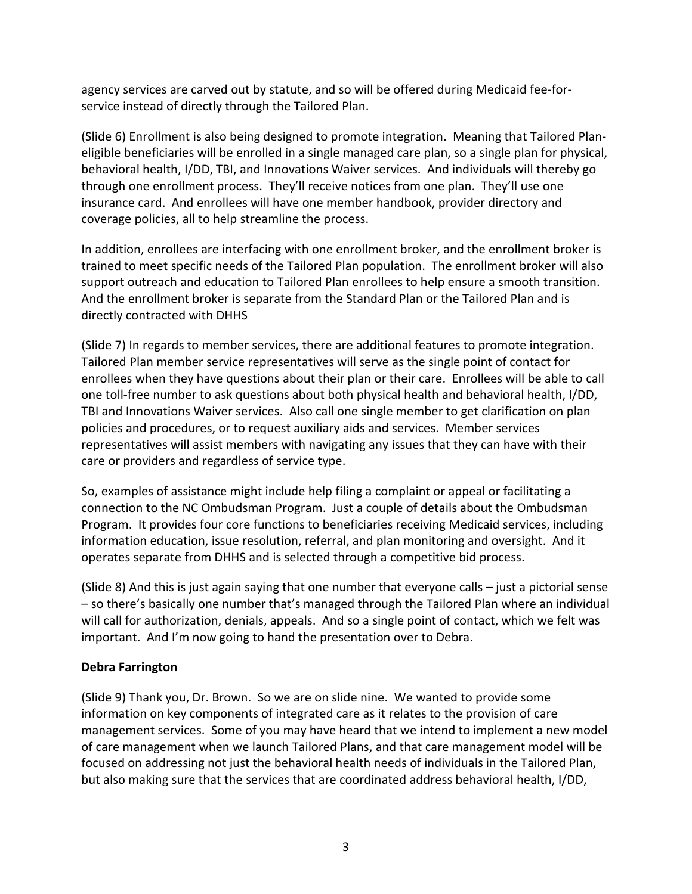agency services are carved out by statute, and so will be offered during Medicaid fee-for-service instead of directly through the Tailored Plan.

(Slide 6) Enrollment is also being designed to promote integration. Meaning that Tailored Plan-eligible beneficiaries will be enrolled in a single managed care plan, so a single plan for physical, behavioral health, I/DD, TBI, and Innovations Waiver services. And individuals will thereby go through one enrollment process. They'll receive notices from one plan. They'll use one insurance card. And enrollees will have one member handbook, provider directory and coverage policies, all to help streamline the process.

In addition, enrollees are interfacing with one enrollment broker, and the enrollment broker is trained to meet specific needs of the Tailored Plan population. The enrollment broker will also support outreach and education to Tailored Plan enrollees to help ensure a smooth transition. And the enrollment broker is separate from the Standard Plan or the Tailored Plan and is directly contracted with DHHS

(Slide 7) In regards to member services, there are additional features to promote integration. Tailored Plan member service representatives will serve as the single point of contact for enrollees when they have questions about their plan or their care. Enrollees will be able to call one toll-free number to ask questions about both physical health and behavioral health, I/DD, TBI and Innovations Waiver services. Also call one single member to get clarification on plan policies and procedures, or to request auxiliary aids and services. Member services representatives will assist members with navigating any issues that they can have with their care or providers and regardless of service type.

So, examples of assistance might include help filing a complaint or appeal or facilitating a connection to the NC Ombudsman Program. Just a couple of details about the Ombudsman Program. It provides four core functions to beneficiaries receiving Medicaid services, including information education, issue resolution, referral, and plan monitoring and oversight. And it operates separate from DHHS and is selected through a competitive bid process.

(Slide 8) And this is just again saying that one number that everyone calls – just a pictorial sense – so there's basically one number that's managed through the Tailored Plan where an individual will call for authorization, denials, appeals. And so a single point of contact, which we felt was important. And I'm now going to hand the presentation over to Debra.

**Debra Farrington**

(Slide 9) Thank you, Dr. Brown. So we are on slide nine. We wanted to provide some information on key components of integrated care as it relates to the provision of care management services. Some of you may have heard that we intend to implement a new model of care management when we launch Tailored Plans, and that care management model will be focused on addressing not just the behavioral health needs of individuals in the Tailored Plan, but also making sure that the services that are coordinated address behavioral health, I/DD,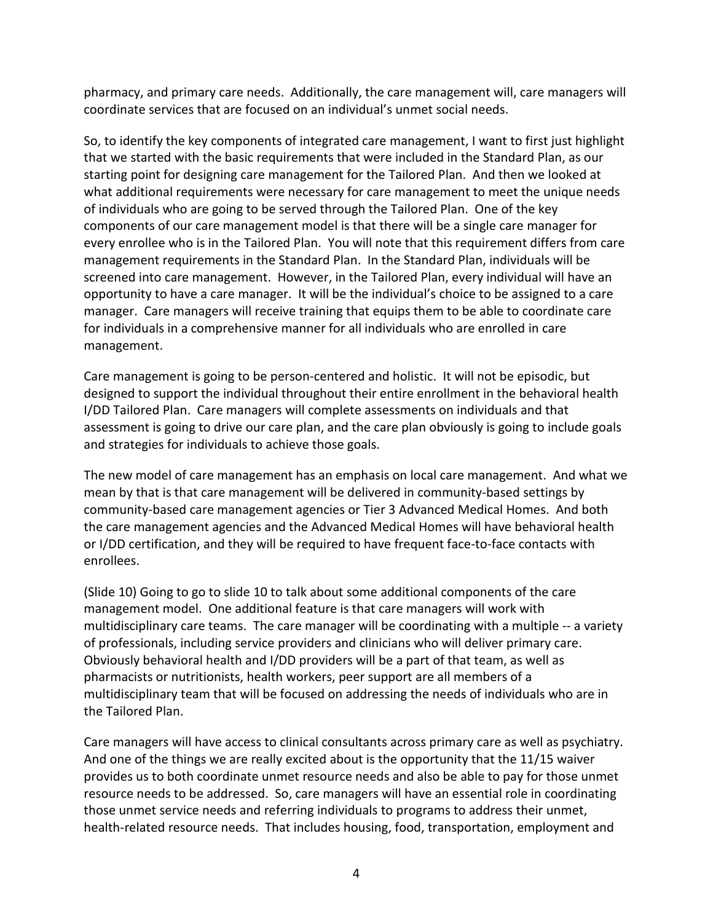pharmacy, and primary care needs. Additionally, the care management will, care managers will coordinate services that are focused on an individual's unmet social needs.

So, to identify the key components of integrated care management, I want to first just highlight that we started with the basic requirements that were included in the Standard Plan, as our starting point for designing care management for the Tailored Plan. And then we looked at what additional requirements were necessary for care management to meet the unique needs of individuals who are going to be served through the Tailored Plan. One of the key components of our care management model is that there will be a single care manager for every enrollee who is in the Tailored Plan. You will note that this requirement differs from care management requirements in the Standard Plan. In the Standard Plan, individuals will be screened into care management. However, in the Tailored Plan, every individual will have an opportunity to have a care manager. It will be the individual's choice to be assigned to a care manager. Care managers will receive training that equips them to be able to coordinate care for individuals in a comprehensive manner for all individuals who are enrolled in care management.

Care management is going to be person-centered and holistic. It will not be episodic, but designed to support the individual throughout their entire enrollment in the behavioral health I/DD Tailored Plan. Care managers will complete assessments on individuals and that assessment is going to drive our care plan, and the care plan obviously is going to include goals and strategies for individuals to achieve those goals.

The new model of care management has an emphasis on local care management. And what we mean by that is that care management will be delivered in community-based settings by community-based care management agencies or Tier 3 Advanced Medical Homes. And both the care management agencies and the Advanced Medical Homes will have behavioral health or I/DD certification, and they will be required to have frequent face-to-face contacts with enrollees.

(Slide 10) Going to go to slide 10 to talk about some additional components of the care management model. One additional feature is that care managers will work with multidisciplinary care teams. The care manager will be coordinating with a multiple -- a variety of professionals, including service providers and clinicians who will deliver primary care. Obviously behavioral health and I/DD providers will be a part of that team, as well as pharmacists or nutritionists, health workers, peer support are all members of a multidisciplinary team that will be focused on addressing the needs of individuals who are in the Tailored Plan.

Care managers will have access to clinical consultants across primary care as well as psychiatry. And one of the things we are really excited about is the opportunity that the 11/15 waiver provides us to both coordinate unmet resource needs and also be able to pay for those unmet resource needs to be addressed. So, care managers will have an essential role in coordinating those unmet service needs and referring individuals to programs to address their unmet, health-related resource needs. That includes housing, food, transportation, employment and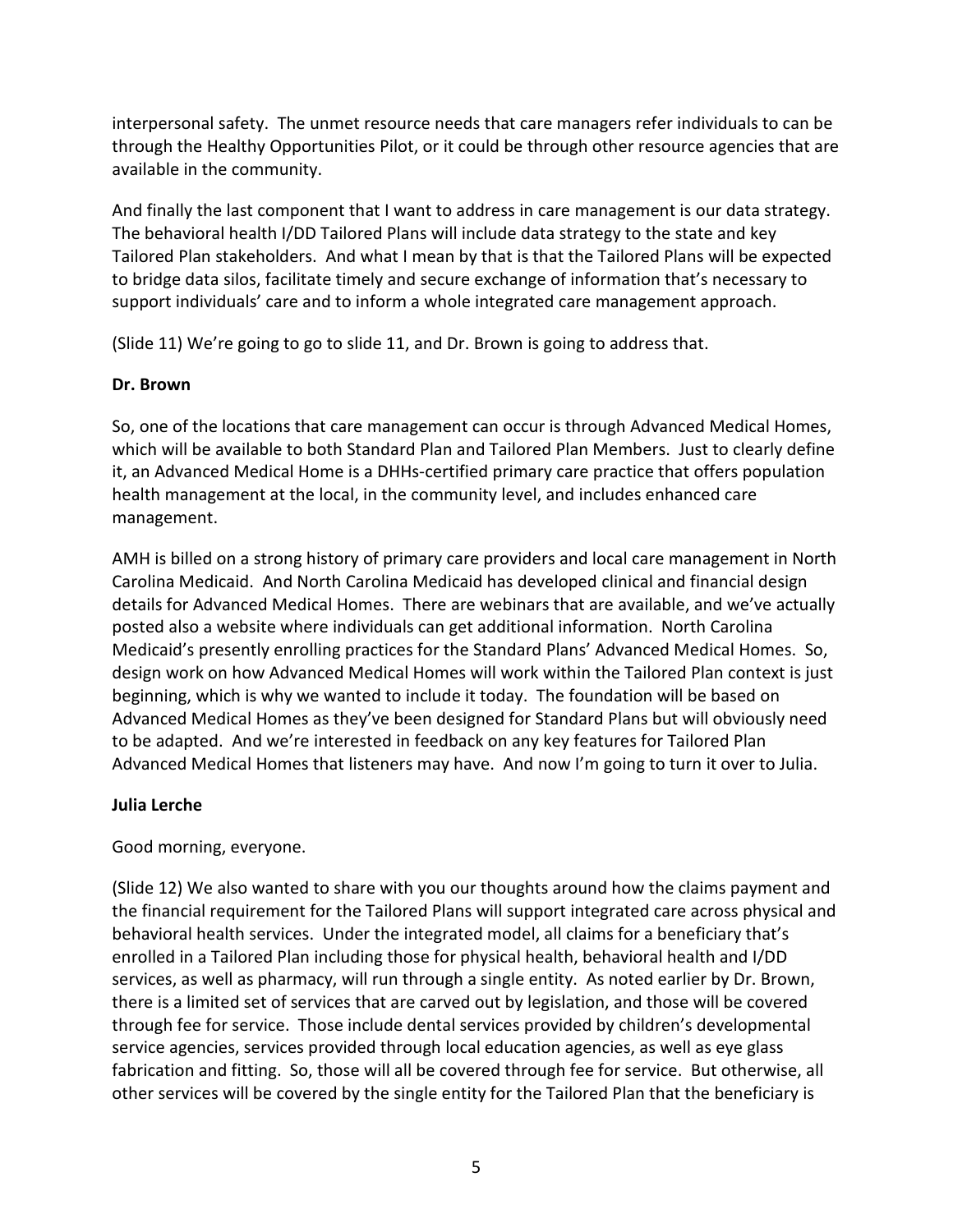interpersonal safety. The unmet resource needs that care managers refer individuals to can be through the Healthy Opportunities Pilot, or it could be through other resource agencies that are available in the community.

And finally the last component that I want to address in care management is our data strategy. The behavioral health I/DD Tailored Plans will include data strategy to the state and key Tailored Plan stakeholders. And what I mean by that is that the Tailored Plans will be expected to bridge data silos, facilitate timely and secure exchange of information that's necessary to support individuals' care and to inform a whole integrated care management approach.

(Slide 11) We're going to go to slide 11, and Dr. Brown is going to address that.

**Dr. Brown**

So, one of the locations that care management can occur is through Advanced Medical Homes, which will be available to both Standard Plan and Tailored Plan Members. Just to clearly define it, an Advanced Medical Home is a DHHs-certified primary care practice that offers population health management at the local, in the community level, and includes enhanced care management.

AMH is billed on a strong history of primary care providers and local care management in North Carolina Medicaid. And North Carolina Medicaid has developed clinical and financial design details for Advanced Medical Homes. There are webinars that are available, and we've actually posted also a website where individuals can get additional information. North Carolina Medicaid's presently enrolling practices for the Standard Plans' Advanced Medical Homes. So, design work on how Advanced Medical Homes will work within the Tailored Plan context is just beginning, which is why we wanted to include it today. The foundation will be based on Advanced Medical Homes as they've been designed for Standard Plans but will obviously need to be adapted. And we're interested in feedback on any key features for Tailored Plan Advanced Medical Homes that listeners may have. And now I'm going to turn it over to Julia.

**Julia Lerche**

Good morning, everyone.

(Slide 12) We also wanted to share with you our thoughts around how the claims payment and the financial requirement for the Tailored Plans will support integrated care across physical and behavioral health services. Under the integrated model, all claims for a beneficiary that's enrolled in a Tailored Plan including those for physical health, behavioral health and I/DD services, as well as pharmacy, will run through a single entity. As noted earlier by Dr. Brown, there is a limited set of services that are carved out by legislation, and those will be covered through fee for service. Those include dental services provided by children's developmental service agencies, services provided through local education agencies, as well as eye glass fabrication and fitting. So, those will all be covered through fee for service. But otherwise, all other services will be covered by the single entity for the Tailored Plan that the beneficiary is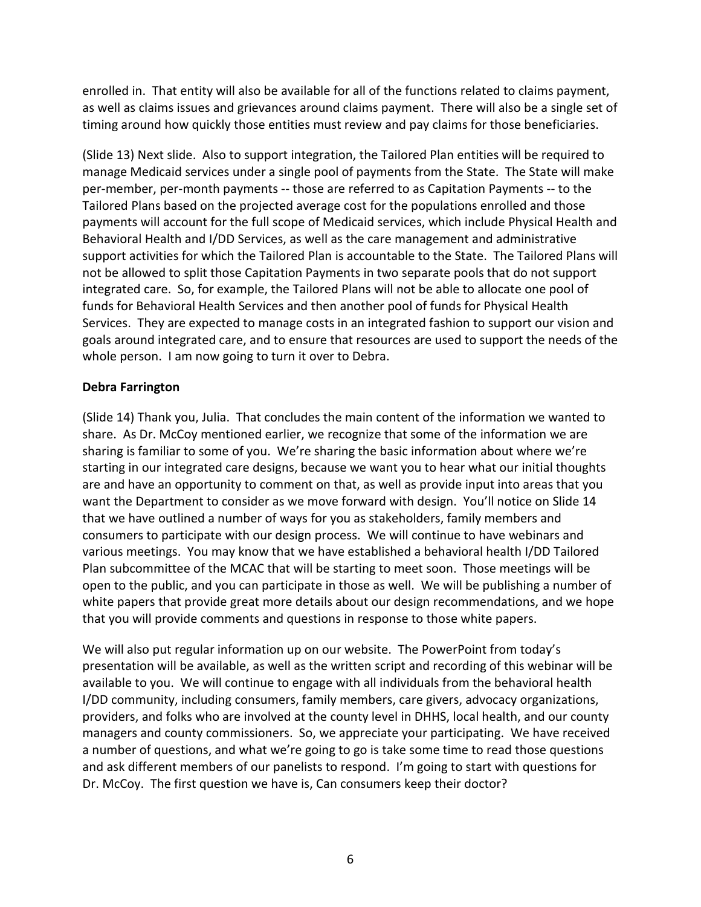enrolled in. That entity will also be available for all of the functions related to claims payment, as well as claims issues and grievances around claims payment. There will also be a single set of timing around how quickly those entities must review and pay claims for those beneficiaries.

(Slide 13) Next slide. Also to support integration, the Tailored Plan entities will be required to manage Medicaid services under a single pool of payments from the State. The State will make per-member, per-month payments -- those are referred to as Capitation Payments -- to the Tailored Plans based on the projected average cost for the populations enrolled and those payments will account for the full scope of Medicaid services, which include Physical Health and Behavioral Health and I/DD Services, as well as the care management and administrative support activities for which the Tailored Plan is accountable to the State. The Tailored Plans will not be allowed to split those Capitation Payments in two separate pools that do not support integrated care. So, for example, the Tailored Plans will not be able to allocate one pool of funds for Behavioral Health Services and then another pool of funds for Physical Health Services. They are expected to manage costs in an integrated fashion to support our vision and goals around integrated care, and to ensure that resources are used to support the needs of the whole person. I am now going to turn it over to Debra.

**Debra Farrington**

(Slide 14) Thank you, Julia. That concludes the main content of the information we wanted to share. As Dr. McCoy mentioned earlier, we recognize that some of the information we are sharing is familiar to some of you. We're sharing the basic information about where we're starting in our integrated care designs, because we want you to hear what our initial thoughts are and have an opportunity to comment on that, as well as provide input into areas that you want the Department to consider as we move forward with design. You'll notice on Slide 14 that we have outlined a number of ways for you as stakeholders, family members and consumers to participate with our design process. We will continue to have webinars and various meetings. You may know that we have established a behavioral health I/DD Tailored Plan subcommittee of the MCAC that will be starting to meet soon. Those meetings will be open to the public, and you can participate in those as well. We will be publishing a number of white papers that provide great more details about our design recommendations, and we hope that you will provide comments and questions in response to those white papers.

We will also put regular information up on our website. The PowerPoint from today's presentation will be available, as well as the written script and recording of this webinar will be available to you. We will continue to engage with all individuals from the behavioral health I/DD community, including consumers, family members, care givers, advocacy organizations, providers, and folks who are involved at the county level in DHHS, local health, and our county managers and county commissioners. So, we appreciate your participating. We have received a number of questions, and what we're going to go is take some time to read those questions and ask different members of our panelists to respond. I'm going to start with questions for Dr. McCoy. The first question we have is, Can consumers keep their doctor?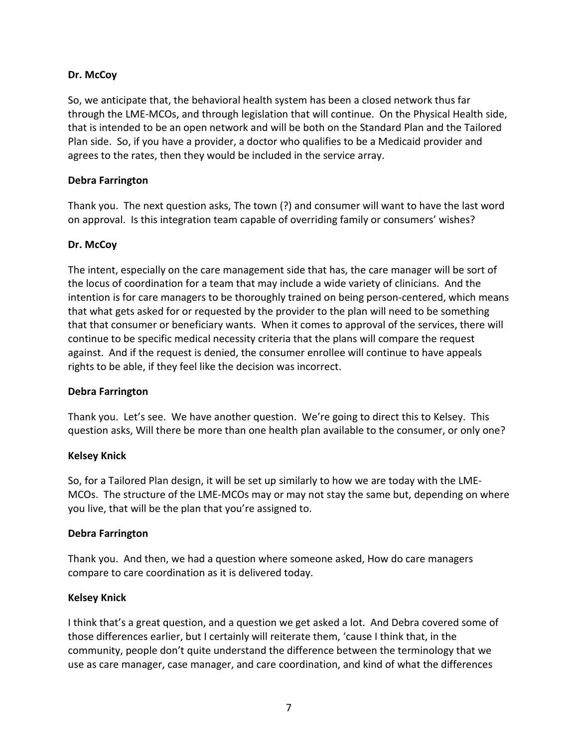**Dr. McCoy**

So, we anticipate that, the behavioral health system has been a closed network thus far through the LME-MCOs, and through legislation that will continue. On the Physical Health side, that is intended to be an open network and will be both on the Standard Plan and the Tailored Plan side. So, if you have a provider, a doctor who qualifies to be a Medicaid provider and agrees to the rates, then they would be included in the service array.

**Debra Farrington**

Thank you. The next question asks, The town (?) and consumer will want to have the last word on approval. Is this integration team capable of overriding family or consumers' wishes?

**Dr. McCoy**

The intent, especially on the care management side that has, the care manager will be sort of the locus of coordination for a team that may include a wide variety of clinicians. And the intention is for care managers to be thoroughly trained on being person-centered, which means that what gets asked for or requested by the provider to the plan will need to be something that that consumer or beneficiary wants. When it comes to approval of the services, there will continue to be specific medical necessity criteria that the plans will compare the request against. And if the request is denied, the consumer enrollee will continue to have appeals rights to be able, if they feel like the decision was incorrect.

**Debra Farrington**

Thank you. Let's see. We have another question. We're going to direct this to Kelsey. This question asks, Will there be more than one health plan available to the consumer, or only one?

**Kelsey Knick**

So, for a Tailored Plan design, it will be set up similarly to how we are today with the LME-MCOs. The structure of the LME-MCOs may or may not stay the same but, depending on where you live, that will be the plan that you're assigned to.

**Debra Farrington**

Thank you. And then, we had a question where someone asked, How do care managers compare to care coordination as it is delivered today.

**Kelsey Knick**

I think that's a great question, and a question we get asked a lot. And Debra covered some of those differences earlier, but I certainly will reiterate them, 'cause I think that, in the community, people don't quite understand the difference between the terminology that we use as care manager, case manager, and care coordination, and kind of what the differences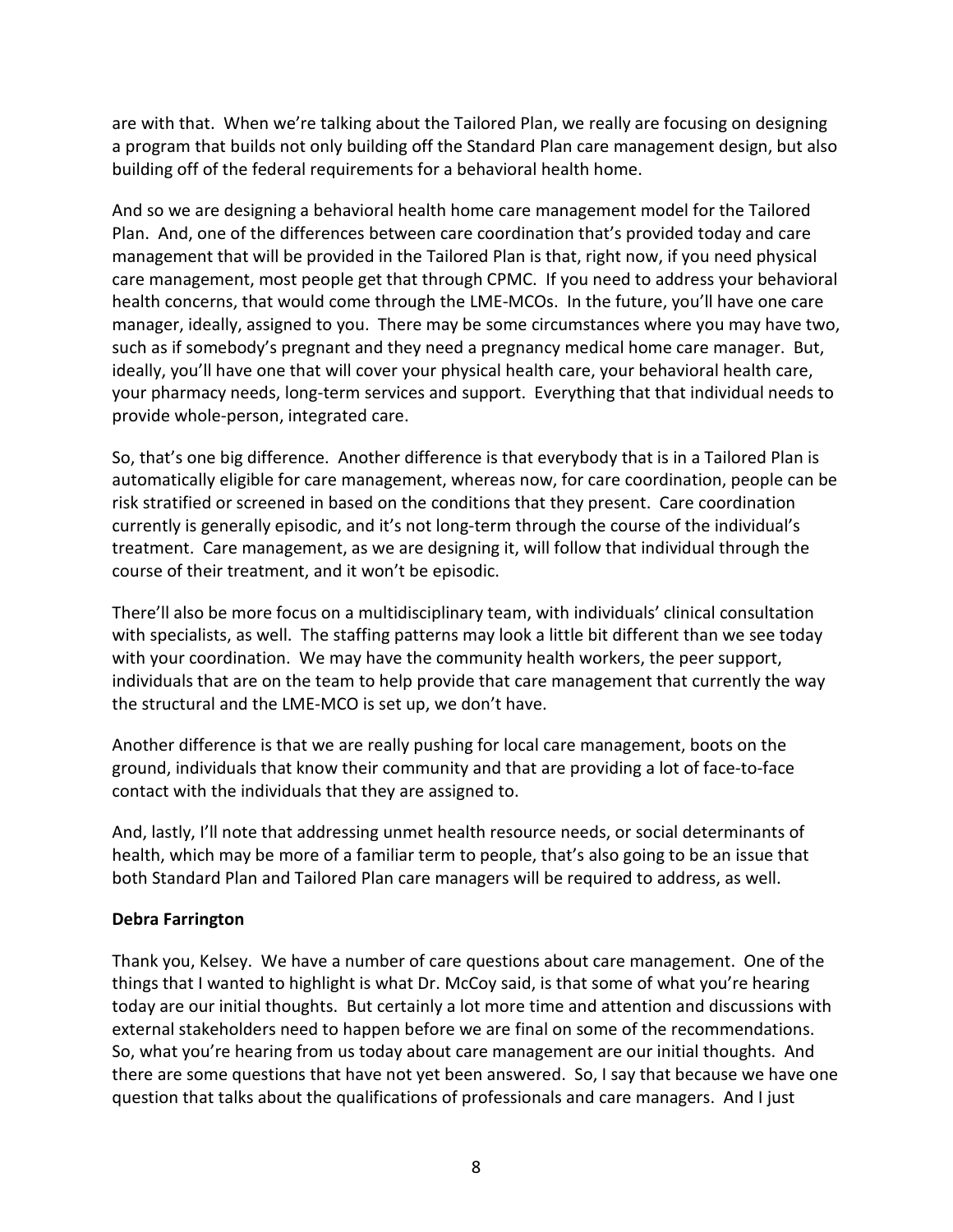are with that. When we're talking about the Tailored Plan, we really are focusing on designing a program that builds not only building off the Standard Plan care management design, but also building off of the federal requirements for a behavioral health home.

And so we are designing a behavioral health home care management model for the Tailored Plan. And, one of the differences between care coordination that's provided today and care management that will be provided in the Tailored Plan is that, right now, if you need physical care management, most people get that through CPMC. If you need to address your behavioral health concerns, that would come through the LME-MCOs. In the future, you'll have one care manager, ideally, assigned to you. There may be some circumstances where you may have two, such as if somebody's pregnant and they need a pregnancy medical home care manager. But, ideally, you'll have one that will cover your physical health care, your behavioral health care, your pharmacy needs, long-term services and support. Everything that that individual needs to provide whole-person, integrated care.

So, that's one big difference. Another difference is that everybody that is in a Tailored Plan is automatically eligible for care management, whereas now, for care coordination, people can be risk stratified or screened in based on the conditions that they present. Care coordination currently is generally episodic, and it's not long-term through the course of the individual's treatment. Care management, as we are designing it, will follow that individual through the course of their treatment, and it won't be episodic.

There'll also be more focus on a multidisciplinary team, with individuals' clinical consultation with specialists, as well. The staffing patterns may look a little bit different than we see today with your coordination. We may have the community health workers, the peer support, individuals that are on the team to help provide that care management that currently the way the structural and the LME-MCO is set up, we don't have.

Another difference is that we are really pushing for local care management, boots on the ground, individuals that know their community and that are providing a lot of face-to-face contact with the individuals that they are assigned to.

And, lastly, I'll note that addressing unmet health resource needs, or social determinants of health, which may be more of a familiar term to people, that's also going to be an issue that both Standard Plan and Tailored Plan care managers will be required to address, as well.

**Debra Farrington**

Thank you, Kelsey. We have a number of care questions about care management. One of the things that I wanted to highlight is what Dr. McCoy said, is that some of what you're hearing today are our initial thoughts. But certainly a lot more time and attention and discussions with external stakeholders need to happen before we are final on some of the recommendations. So, what you're hearing from us today about care management are our initial thoughts. And there are some questions that have not yet been answered. So, I say that because we have one question that talks about the qualifications of professionals and care managers. And I just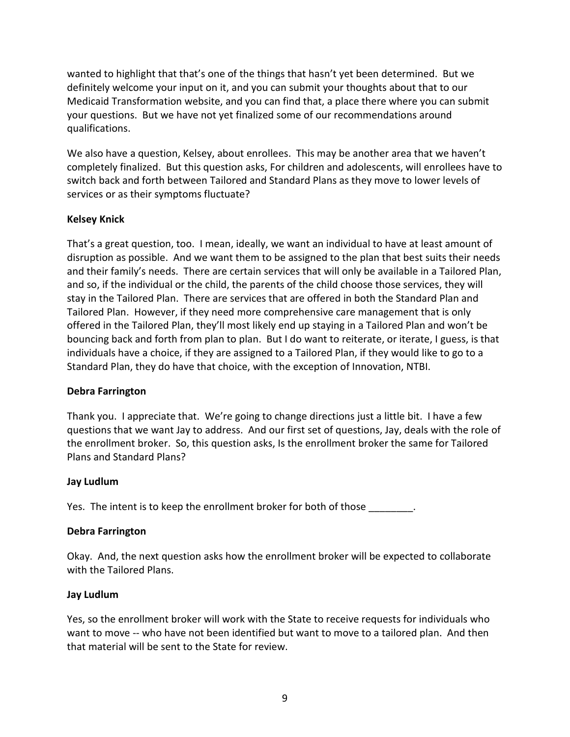wanted to highlight that that's one of the things that hasn't yet been determined. But we definitely welcome your input on it, and you can submit your thoughts about that to our Medicaid Transformation website, and you can find that, a place there where you can submit your questions. But we have not yet finalized some of our recommendations around qualifications.

We also have a question, Kelsey, about enrollees. This may be another area that we haven't completely finalized. But this question asks, For children and adolescents, will enrollees have to switch back and forth between Tailored and Standard Plans as they move to lower levels of services or as their symptoms fluctuate?

**Kelsey Knick**

That's a great question, too. I mean, ideally, we want an individual to have at least amount of disruption as possible. And we want them to be assigned to the plan that best suits their needs and their family's needs. There are certain services that will only be available in a Tailored Plan, and so, if the individual or the child, the parents of the child choose those services, they will stay in the Tailored Plan. There are services that are offered in both the Standard Plan and Tailored Plan. However, if they need more comprehensive care management that is only offered in the Tailored Plan, they'll most likely end up staying in a Tailored Plan and won't be bouncing back and forth from plan to plan. But I do want to reiterate, or iterate, I guess, is that individuals have a choice, if they are assigned to a Tailored Plan, if they would like to go to a Standard Plan, they do have that choice, with the exception of Innovation, NTBI.

**Debra Farrington**

Thank you. I appreciate that. We're going to change directions just a little bit. I have a few questions that we want Jay to address. And our first set of questions, Jay, deals with the role of the enrollment broker. So, this question asks, Is the enrollment broker the same for Tailored Plans and Standard Plans?

**Jay Ludlum**

Yes. The intent is to keep the enrollment broker for both of those ________.

**Debra Farrington**

Okay. And, the next question asks how the enrollment broker will be expected to collaborate with the Tailored Plans.

**Jay Ludlum**

Yes, so the enrollment broker will work with the State to receive requests for individuals who want to move -- who have not been identified but want to move to a tailored plan. And then that material will be sent to the State for review.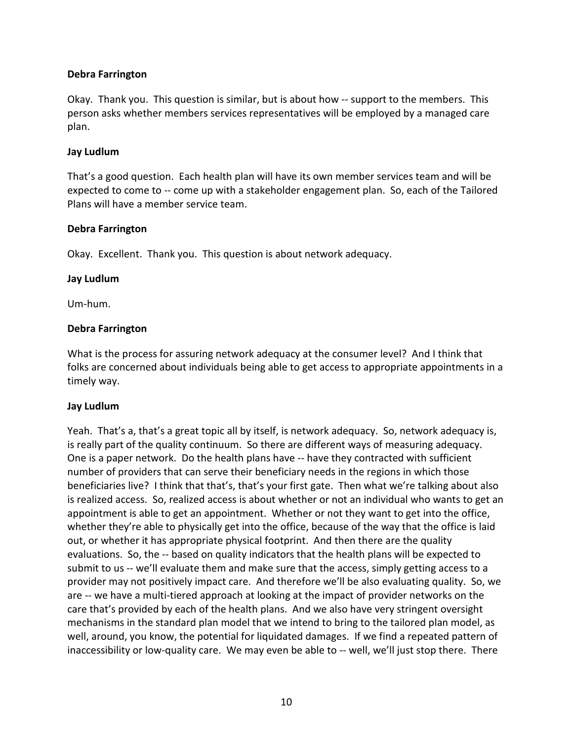**Debra Farrington**

Okay. Thank you. This question is similar, but is about how -- support to the members. This person asks whether members services representatives will be employed by a managed care plan.

**Jay Ludlum**

That's a good question. Each health plan will have its own member services team and will be expected to come to -- come up with a stakeholder engagement plan. So, each of the Tailored Plans will have a member service team.

**Debra Farrington**

Okay. Excellent. Thank you. This question is about network adequacy.

**Jay Ludlum**

Um-hum.

**Debra Farrington**

What is the process for assuring network adequacy at the consumer level? And I think that folks are concerned about individuals being able to get access to appropriate appointments in a timely way.

**Jay Ludlum**

Yeah. That's a, that's a great topic all by itself, is network adequacy. So, network adequacy is, is really part of the quality continuum. So there are different ways of measuring adequacy. One is a paper network. Do the health plans have -- have they contracted with sufficient number of providers that can serve their beneficiary needs in the regions in which those beneficiaries live? I think that that's, that's your first gate. Then what we're talking about also is realized access. So, realized access is about whether or not an individual who wants to get an appointment is able to get an appointment. Whether or not they want to get into the office, whether they're able to physically get into the office, because of the way that the office is laid out, or whether it has appropriate physical footprint. And then there are the quality evaluations. So, the -- based on quality indicators that the health plans will be expected to submit to us -- we'll evaluate them and make sure that the access, simply getting access to a provider may not positively impact care. And therefore we'll be also evaluating quality. So, we are -- we have a multi-tiered approach at looking at the impact of provider networks on the care that's provided by each of the health plans. And we also have very stringent oversight mechanisms in the standard plan model that we intend to bring to the tailored plan model, as well, around, you know, the potential for liquidated damages. If we find a repeated pattern of inaccessibility or low-quality care. We may even be able to -- well, we'll just stop there. There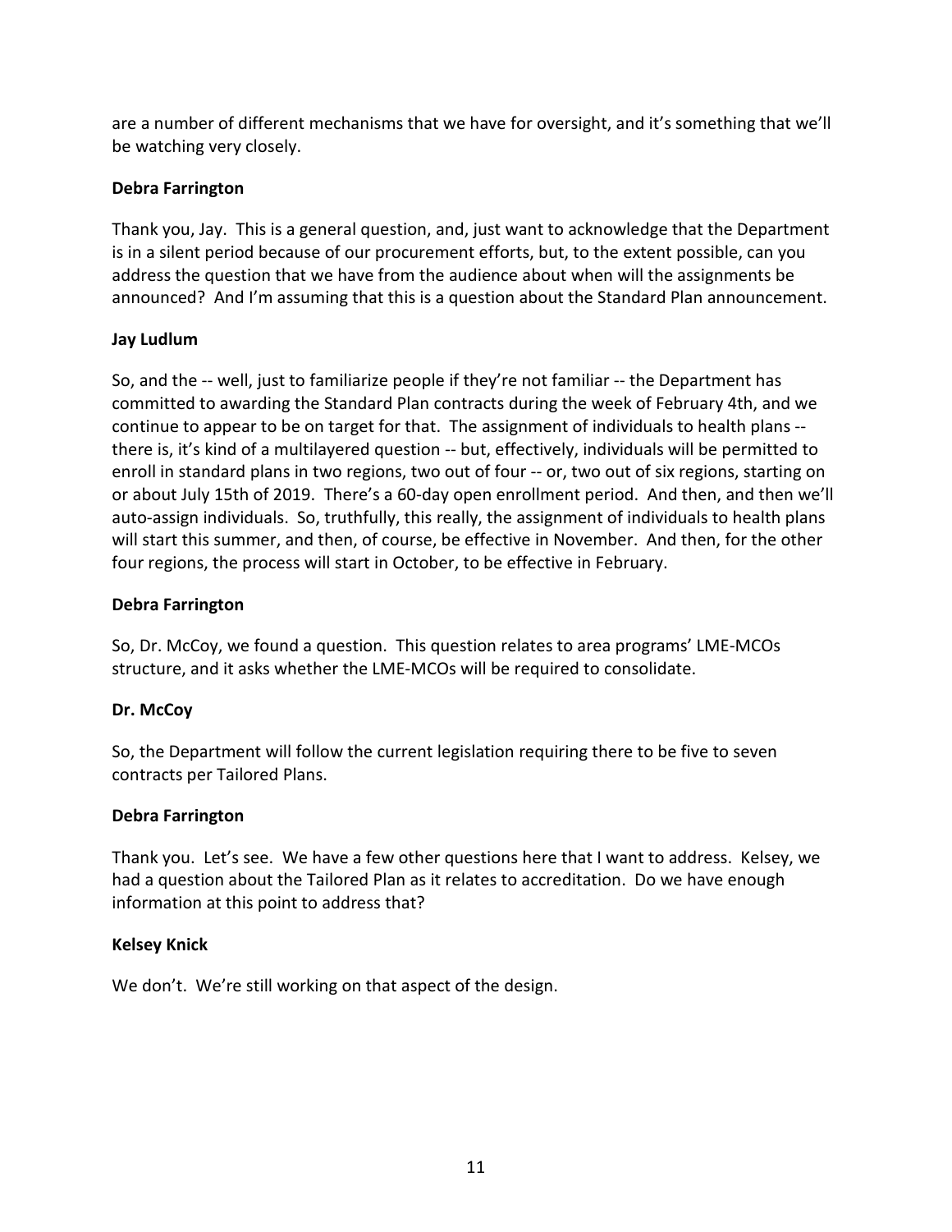are a number of different mechanisms that we have for oversight, and it's something that we'll be watching very closely.

**Debra Farrington**

Thank you, Jay. This is a general question, and, just want to acknowledge that the Department is in a silent period because of our procurement efforts, but, to the extent possible, can you address the question that we have from the audience about when will the assignments be announced? And I'm assuming that this is a question about the Standard Plan announcement.

**Jay Ludlum**

So, and the -- well, just to familiarize people if they're not familiar -- the Department has committed to awarding the Standard Plan contracts during the week of February 4th, and we continue to appear to be on target for that. The assignment of individuals to health plans -- there is, it's kind of a multilayered question -- but, effectively, individuals will be permitted to enroll in standard plans in two regions, two out of four -- or, two out of six regions, starting on or about July 15th of 2019. There's a 60-day open enrollment period. And then, and then we'll auto-assign individuals. So, truthfully, this really, the assignment of individuals to health plans will start this summer, and then, of course, be effective in November. And then, for the other four regions, the process will start in October, to be effective in February.

**Debra Farrington**

So, Dr. McCoy, we found a question. This question relates to area programs' LME-MCOs structure, and it asks whether the LME-MCOs will be required to consolidate.

**Dr. McCoy**

So, the Department will follow the current legislation requiring there to be five to seven contracts per Tailored Plans.

**Debra Farrington**

Thank you. Let's see. We have a few other questions here that I want to address. Kelsey, we had a question about the Tailored Plan as it relates to accreditation. Do we have enough information at this point to address that?

**Kelsey Knick**

We don't. We're still working on that aspect of the design.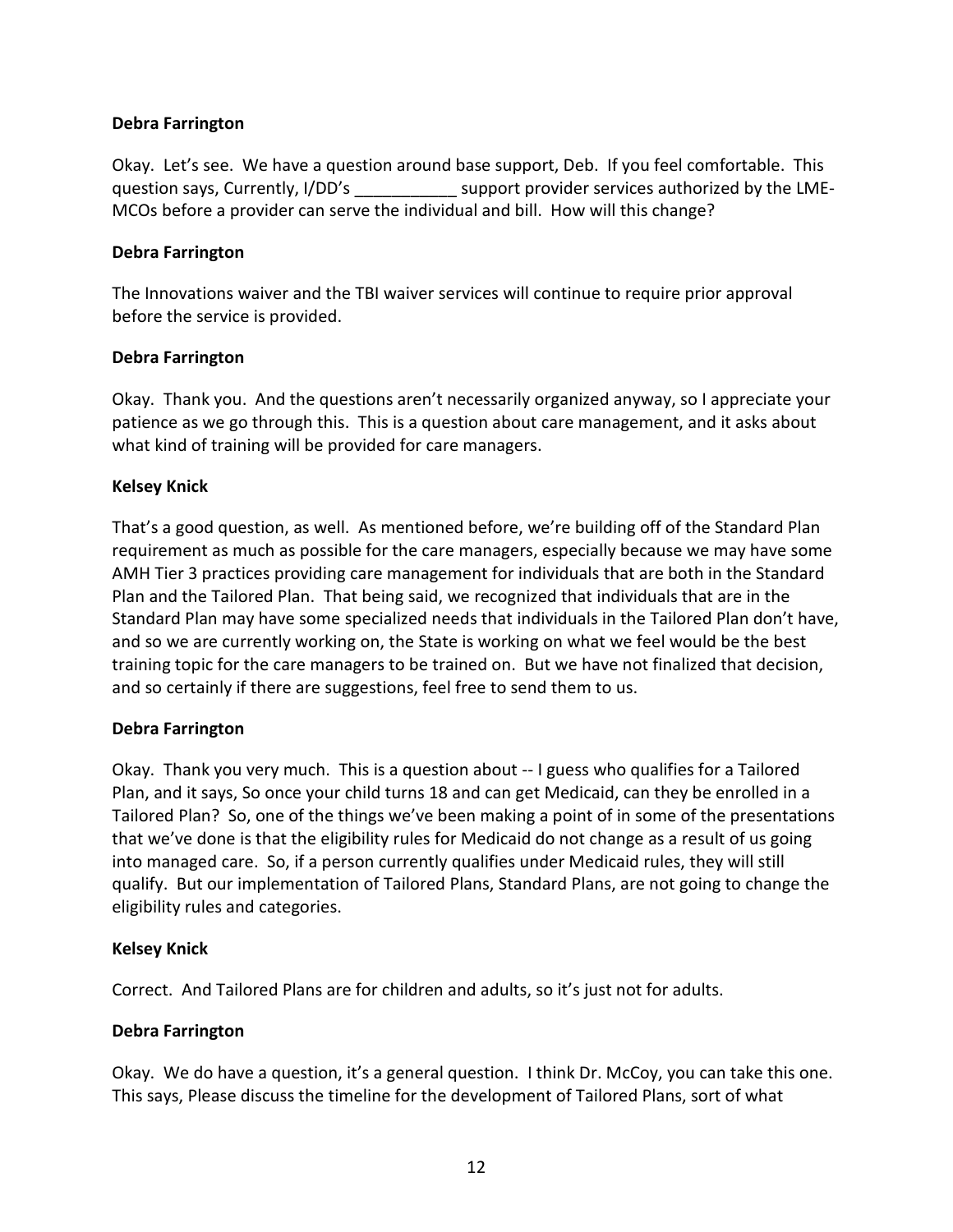**Debra Farrington**

Okay. Let's see. We have a question around base support, Deb. If you feel comfortable. This question says, Currently, I/DD's ___________ support provider services authorized by the LME-MCOs before a provider can serve the individual and bill. How will this change?

**Debra Farrington**

The Innovations waiver and the TBI waiver services will continue to require prior approval before the service is provided.

**Debra Farrington**

Okay. Thank you. And the questions aren't necessarily organized anyway, so I appreciate your patience as we go through this. This is a question about care management, and it asks about what kind of training will be provided for care managers.

**Kelsey Knick**

That's a good question, as well. As mentioned before, we're building off of the Standard Plan requirement as much as possible for the care managers, especially because we may have some AMH Tier 3 practices providing care management for individuals that are both in the Standard Plan and the Tailored Plan. That being said, we recognized that individuals that are in the Standard Plan may have some specialized needs that individuals in the Tailored Plan don't have, and so we are currently working on, the State is working on what we feel would be the best training topic for the care managers to be trained on. But we have not finalized that decision, and so certainly if there are suggestions, feel free to send them to us.

**Debra Farrington**

Okay. Thank you very much. This is a question about -- I guess who qualifies for a Tailored Plan, and it says, So once your child turns 18 and can get Medicaid, can they be enrolled in a Tailored Plan? So, one of the things we've been making a point of in some of the presentations that we've done is that the eligibility rules for Medicaid do not change as a result of us going into managed care. So, if a person currently qualifies under Medicaid rules, they will still qualify. But our implementation of Tailored Plans, Standard Plans, are not going to change the eligibility rules and categories.

**Kelsey Knick**

Correct. And Tailored Plans are for children and adults, so it's just not for adults.

**Debra Farrington**

Okay. We do have a question, it's a general question. I think Dr. McCoy, you can take this one. This says, Please discuss the timeline for the development of Tailored Plans, sort of what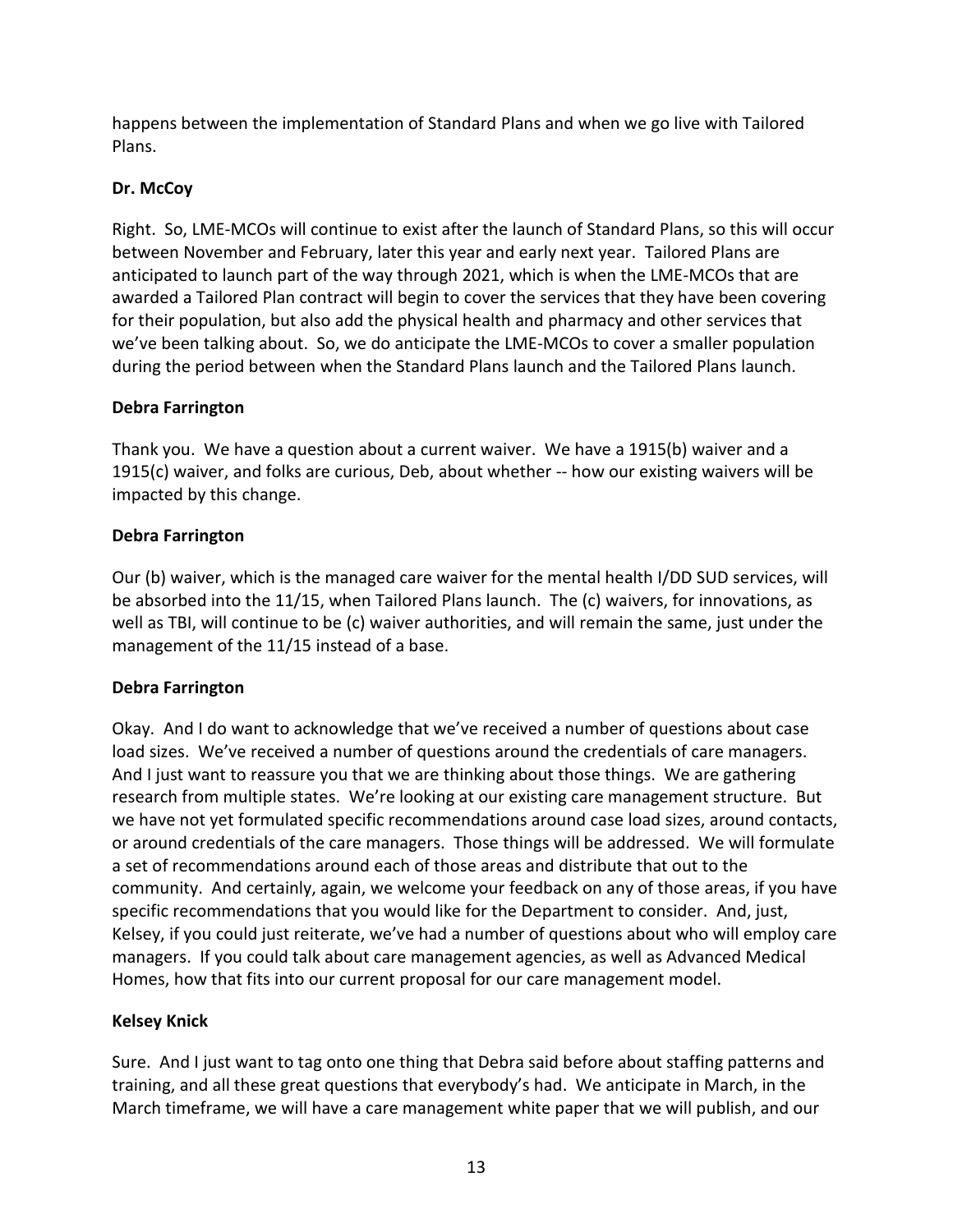happens between the implementation of Standard Plans and when we go live with Tailored Plans.

**Dr. McCoy**

Right. So, LME-MCOs will continue to exist after the launch of Standard Plans, so this will occur between November and February, later this year and early next year. Tailored Plans are anticipated to launch part of the way through 2021, which is when the LME-MCOs that are awarded a Tailored Plan contract will begin to cover the services that they have been covering for their population, but also add the physical health and pharmacy and other services that we've been talking about. So, we do anticipate the LME-MCOs to cover a smaller population during the period between when the Standard Plans launch and the Tailored Plans launch.

**Debra Farrington**

Thank you. We have a question about a current waiver. We have a 1915(b) waiver and a 1915(c) waiver, and folks are curious, Deb, about whether -- how our existing waivers will be impacted by this change.

**Debra Farrington**

Our (b) waiver, which is the managed care waiver for the mental health I/DD SUD services, will be absorbed into the 11/15, when Tailored Plans launch. The (c) waivers, for innovations, as well as TBI, will continue to be (c) waiver authorities, and will remain the same, just under the management of the 11/15 instead of a base.

**Debra Farrington**

Okay. And I do want to acknowledge that we've received a number of questions about case load sizes. We've received a number of questions around the credentials of care managers. And I just want to reassure you that we are thinking about those things. We are gathering research from multiple states. We're looking at our existing care management structure. But we have not yet formulated specific recommendations around case load sizes, around contacts, or around credentials of the care managers. Those things will be addressed. We will formulate a set of recommendations around each of those areas and distribute that out to the community. And certainly, again, we welcome your feedback on any of those areas, if you have specific recommendations that you would like for the Department to consider. And, just, Kelsey, if you could just reiterate, we've had a number of questions about who will employ care managers. If you could talk about care management agencies, as well as Advanced Medical Homes, how that fits into our current proposal for our care management model.

**Kelsey Knick**

Sure. And I just want to tag onto one thing that Debra said before about staffing patterns and training, and all these great questions that everybody's had. We anticipate in March, in the March timeframe, we will have a care management white paper that we will publish, and our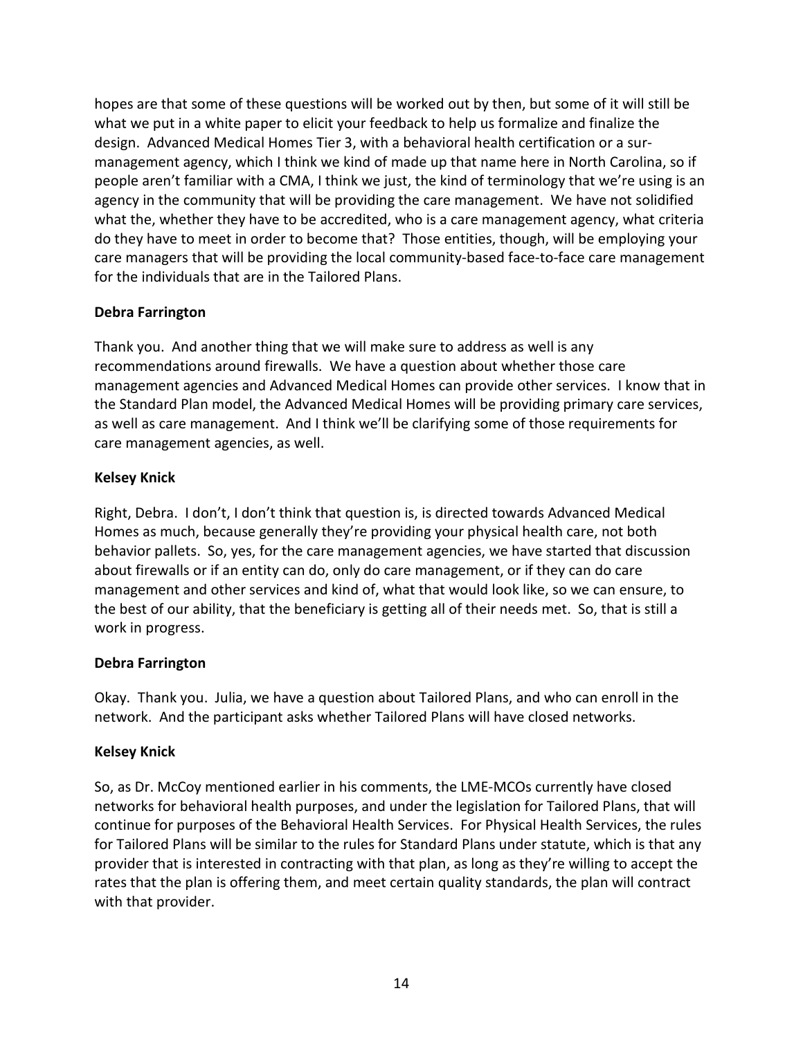hopes are that some of these questions will be worked out by then, but some of it will still be what we put in a white paper to elicit your feedback to help us formalize and finalize the design. Advanced Medical Homes Tier 3, with a behavioral health certification or a sur-management agency, which I think we kind of made up that name here in North Carolina, so if people aren't familiar with a CMA, I think we just, the kind of terminology that we're using is an agency in the community that will be providing the care management. We have not solidified what the, whether they have to be accredited, who is a care management agency, what criteria do they have to meet in order to become that? Those entities, though, will be employing your care managers that will be providing the local community-based face-to-face care management for the individuals that are in the Tailored Plans.

**Debra Farrington**

Thank you. And another thing that we will make sure to address as well is any recommendations around firewalls. We have a question about whether those care management agencies and Advanced Medical Homes can provide other services. I know that in the Standard Plan model, the Advanced Medical Homes will be providing primary care services, as well as care management. And I think we'll be clarifying some of those requirements for care management agencies, as well.

**Kelsey Knick**

Right, Debra. I don't, I don't think that question is, is directed towards Advanced Medical Homes as much, because generally they're providing your physical health care, not both behavior pallets. So, yes, for the care management agencies, we have started that discussion about firewalls or if an entity can do, only do care management, or if they can do care management and other services and kind of, what that would look like, so we can ensure, to the best of our ability, that the beneficiary is getting all of their needs met. So, that is still a work in progress.

**Debra Farrington**

Okay. Thank you. Julia, we have a question about Tailored Plans, and who can enroll in the network. And the participant asks whether Tailored Plans will have closed networks.

**Kelsey Knick**

So, as Dr. McCoy mentioned earlier in his comments, the LME-MCOs currently have closed networks for behavioral health purposes, and under the legislation for Tailored Plans, that will continue for purposes of the Behavioral Health Services. For Physical Health Services, the rules for Tailored Plans will be similar to the rules for Standard Plans under statute, which is that any provider that is interested in contracting with that plan, as long as they're willing to accept the rates that the plan is offering them, and meet certain quality standards, the plan will contract with that provider.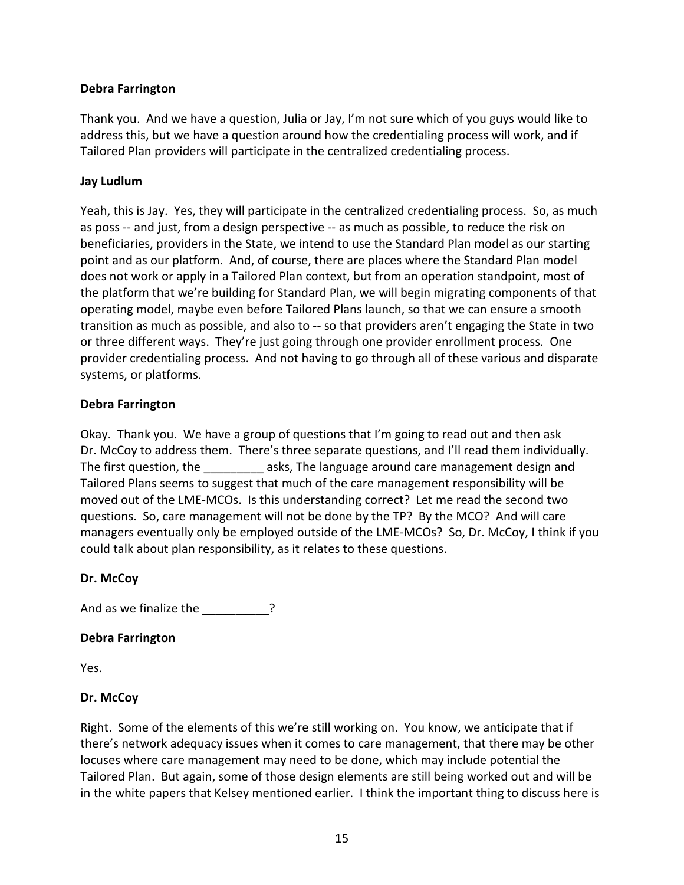**Debra Farrington**

Thank you. And we have a question, Julia or Jay, I'm not sure which of you guys would like to address this, but we have a question around how the credentialing process will work, and if Tailored Plan providers will participate in the centralized credentialing process.

**Jay Ludlum**

Yeah, this is Jay. Yes, they will participate in the centralized credentialing process. So, as much as poss -- and just, from a design perspective -- as much as possible, to reduce the risk on beneficiaries, providers in the State, we intend to use the Standard Plan model as our starting point and as our platform. And, of course, there are places where the Standard Plan model does not work or apply in a Tailored Plan context, but from an operation standpoint, most of the platform that we're building for Standard Plan, we will begin migrating components of that operating model, maybe even before Tailored Plans launch, so that we can ensure a smooth transition as much as possible, and also to -- so that providers aren't engaging the State in two or three different ways. They're just going through one provider enrollment process. One provider credentialing process. And not having to go through all of these various and disparate systems, or platforms.

**Debra Farrington**

Okay. Thank you. We have a group of questions that I'm going to read out and then ask Dr. McCoy to address them. There's three separate questions, and I'll read them individually. The first question, the _________ asks, The language around care management design and Tailored Plans seems to suggest that much of the care management responsibility will be moved out of the LME-MCOs. Is this understanding correct? Let me read the second two questions. So, care management will not be done by the TP? By the MCO? And will care managers eventually only be employed outside of the LME-MCOs? So, Dr. McCoy, I think if you could talk about plan responsibility, as it relates to these questions.

**Dr. McCoy**

And as we finalize the __________?

**Debra Farrington**

Yes.

**Dr. McCoy**

Right. Some of the elements of this we're still working on. You know, we anticipate that if there's network adequacy issues when it comes to care management, that there may be other locuses where care management may need to be done, which may include potential the Tailored Plan. But again, some of those design elements are still being worked out and will be in the white papers that Kelsey mentioned earlier. I think the important thing to discuss here is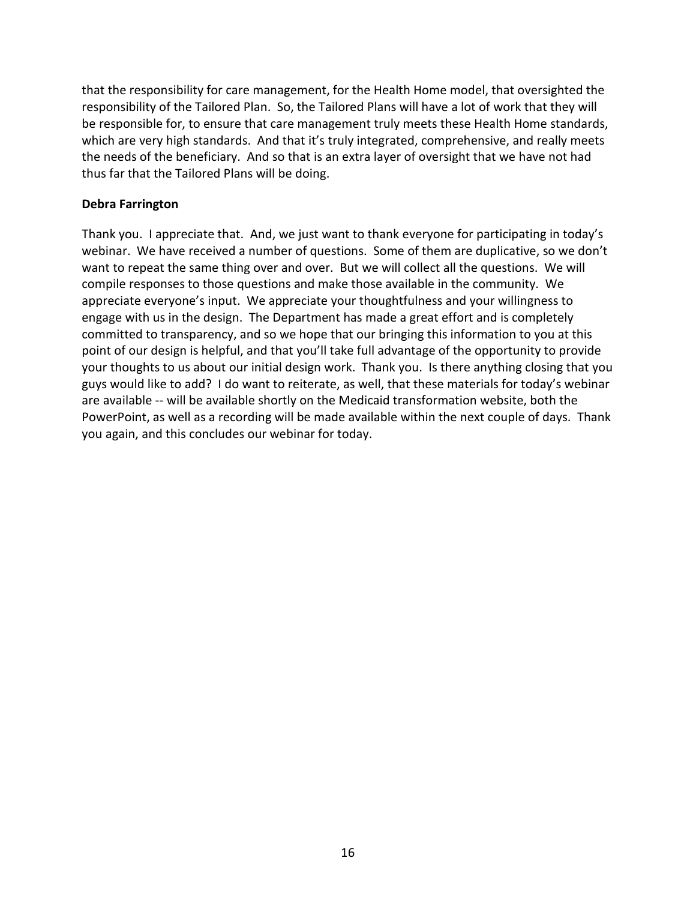that the responsibility for care management, for the Health Home model, that oversighted the responsibility of the Tailored Plan. So, the Tailored Plans will have a lot of work that they will be responsible for, to ensure that care management truly meets these Health Home standards, which are very high standards. And that it's truly integrated, comprehensive, and really meets the needs of the beneficiary. And so that is an extra layer of oversight that we have not had thus far that the Tailored Plans will be doing.

**Debra Farrington**

Thank you. I appreciate that. And, we just want to thank everyone for participating in today's webinar. We have received a number of questions. Some of them are duplicative, so we don't want to repeat the same thing over and over. But we will collect all the questions. We will compile responses to those questions and make those available in the community. We appreciate everyone's input. We appreciate your thoughtfulness and your willingness to engage with us in the design. The Department has made a great effort and is completely committed to transparency, and so we hope that our bringing this information to you at this point of our design is helpful, and that you'll take full advantage of the opportunity to provide your thoughts to us about our initial design work. Thank you. Is there anything closing that you guys would like to add? I do want to reiterate, as well, that these materials for today's webinar are available -- will be available shortly on the Medicaid transformation website, both the PowerPoint, as well as a recording will be made available within the next couple of days. Thank you again, and this concludes our webinar for today.